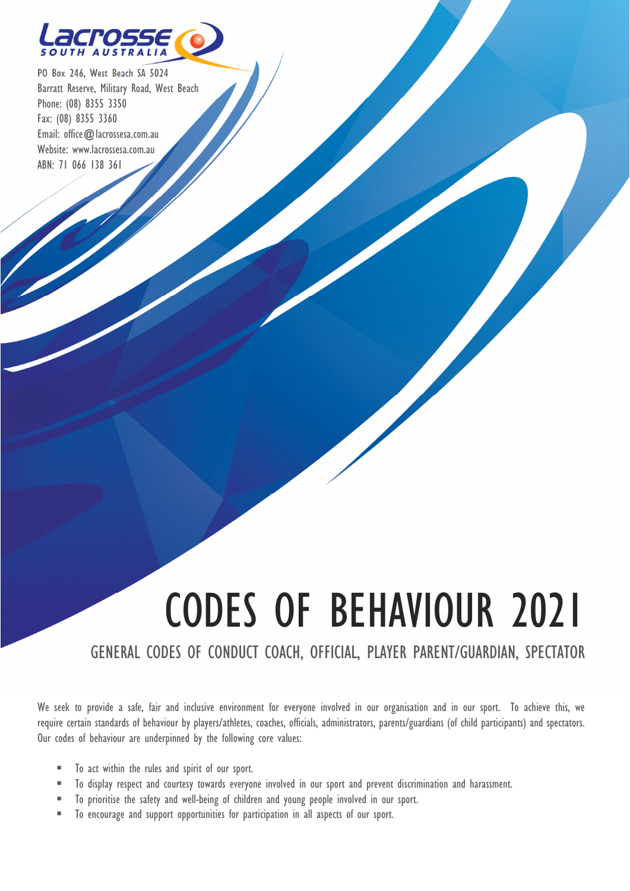Lacrosse SOUTH AUSTRALIA

PO Box 246, West Beach SA 5024
Barratt Reserve, Military Road, West Beach
Phone: (08) 8355 3350
Fax: (08) 8355 3360
Email: office@lacrossesa.com.au
Website: www.lacrossesa.com.au
ABN: 71 066 138 361

# CODES OF BEHAVIOUR 2021

## GENERAL CODES OF CONDUCT COACH, OFFICIAL, PLAYER PARENT/GUARDIAN, SPECTATOR

We seek to provide a safe, fair and inclusive environment for everyone involved in our organisation and in our sport. To achieve this, we require certain standards of behaviour by players/athletes, coaches, officials, administrators, parents/guardians (of child participants) and spectators. Our codes of behaviour are underpinned by the following core values:

- To act within the rules and spirit of our sport.
- To display respect and courtesy towards everyone involved in our sport and prevent discrimination and harassment.
- To prioritise the safety and well-being of children and young people involved in our sport.
- To encourage and support opportunities for participation in all aspects of our sport.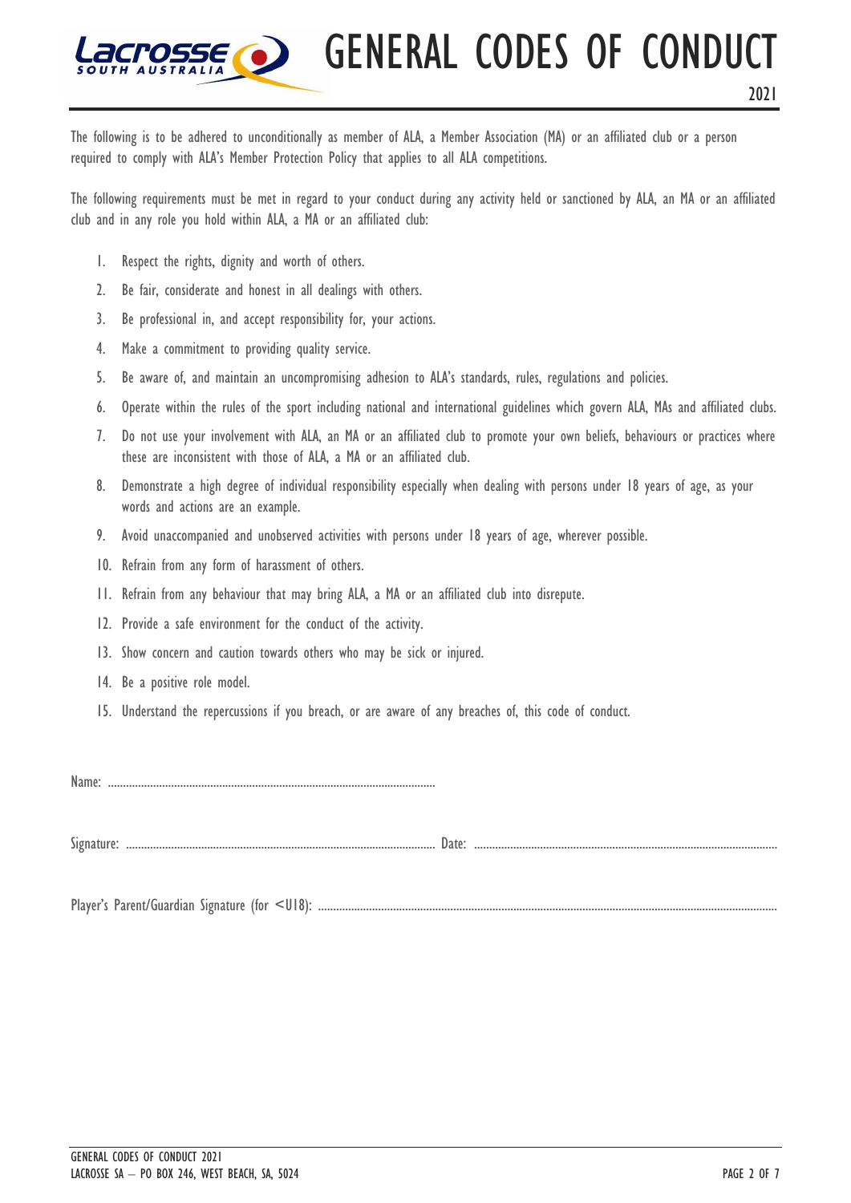# GENERAL CODES OF CONDUCT

2021

The following is to be adhered to unconditionally as member of ALA, a Member Association (MA) or an affiliated club or a person required to comply with ALA's Member Protection Policy that applies to all ALA competitions.

The following requirements must be met in regard to your conduct during any activity held or sanctioned by ALA, an MA or an affiliated club and in any role you hold within ALA, a MA or an affiliated club:

1. Respect the rights, dignity and worth of others.
2. Be fair, considerate and honest in all dealings with others.
3. Be professional in, and accept responsibility for, your actions.
4. Make a commitment to providing quality service.
5. Be aware of, and maintain an uncompromising adhesion to ALA's standards, rules, regulations and policies.
6. Operate within the rules of the sport including national and international guidelines which govern ALA, MAs and affiliated clubs.
7. Do not use your involvement with ALA, an MA or an affiliated club to promote your own beliefs, behaviours or practices where these are inconsistent with those of ALA, a MA or an affiliated club.
8. Demonstrate a high degree of individual responsibility especially when dealing with persons under 18 years of age, as your words and actions are an example.
9. Avoid unaccompanied and unobserved activities with persons under 18 years of age, wherever possible.
10. Refrain from any form of harassment of others.
11. Refrain from any behaviour that may bring ALA, a MA or an affiliated club into disrepute.
12. Provide a safe environment for the conduct of the activity.
13. Show concern and caution towards others who may be sick or injured.
14. Be a positive role model.
15. Understand the repercussions if you breach, or are aware of any breaches of, this code of conduct.

Name: ..............................................................................................................

Signature: .............................................................................................. Date: ..............................................................................................

Player's Parent/Guardian Signature (for <U18): ..............................................................................................................................................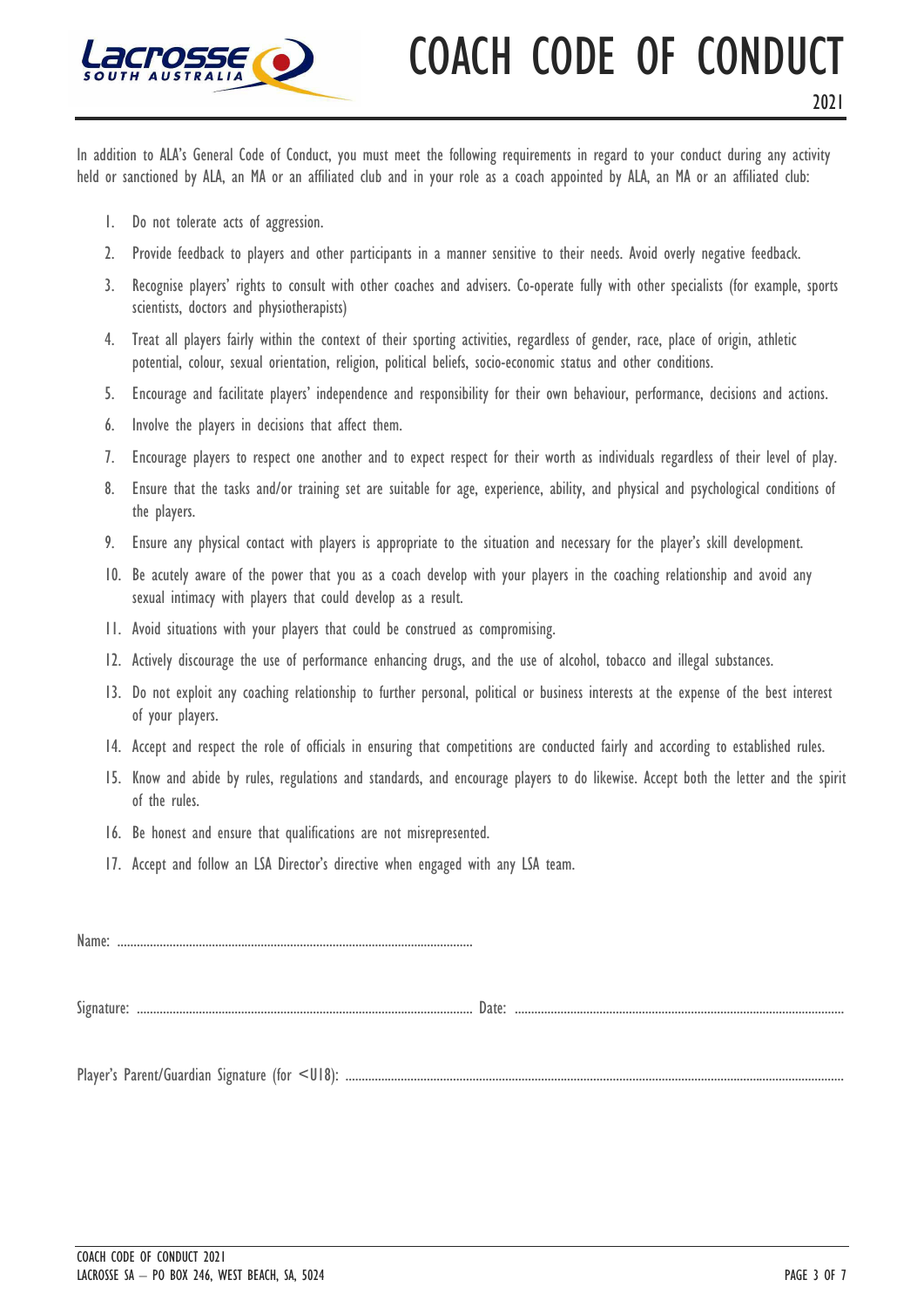# COACH CODE OF CONDUCT

2021

In addition to ALA's General Code of Conduct, you must meet the following requirements in regard to your conduct during any activity held or sanctioned by ALA, an MA or an affiliated club and in your role as a coach appointed by ALA, an MA or an affiliated club:

1. Do not tolerate acts of aggression.
2. Provide feedback to players and other participants in a manner sensitive to their needs. Avoid overly negative feedback.
3. Recognise players' rights to consult with other coaches and advisers. Co-operate fully with other specialists (for example, sports scientists, doctors and physiotherapists)
4. Treat all players fairly within the context of their sporting activities, regardless of gender, race, place of origin, athletic potential, colour, sexual orientation, religion, political beliefs, socio-economic status and other conditions.
5. Encourage and facilitate players' independence and responsibility for their own behaviour, performance, decisions and actions.
6. Involve the players in decisions that affect them.
7. Encourage players to respect one another and to expect respect for their worth as individuals regardless of their level of play.
8. Ensure that the tasks and/or training set are suitable for age, experience, ability, and physical and psychological conditions of the players.
9. Ensure any physical contact with players is appropriate to the situation and necessary for the player's skill development.
10. Be acutely aware of the power that you as a coach develop with your players in the coaching relationship and avoid any sexual intimacy with players that could develop as a result.
11. Avoid situations with your players that could be construed as compromising.
12. Actively discourage the use of performance enhancing drugs, and the use of alcohol, tobacco and illegal substances.
13. Do not exploit any coaching relationship to further personal, political or business interests at the expense of the best interest of your players.
14. Accept and respect the role of officials in ensuring that competitions are conducted fairly and according to established rules.
15. Know and abide by rules, regulations and standards, and encourage players to do likewise. Accept both the letter and the spirit of the rules.
16. Be honest and ensure that qualifications are not misrepresented.
17. Accept and follow an LSA Director's directive when engaged with any LSA team.

Name: ............................................................................................................

Signature: ........................................................................................................ Date: ......................................................................................................

Player's Parent/Guardian Signature (for <U18): ..........................................................................................................................................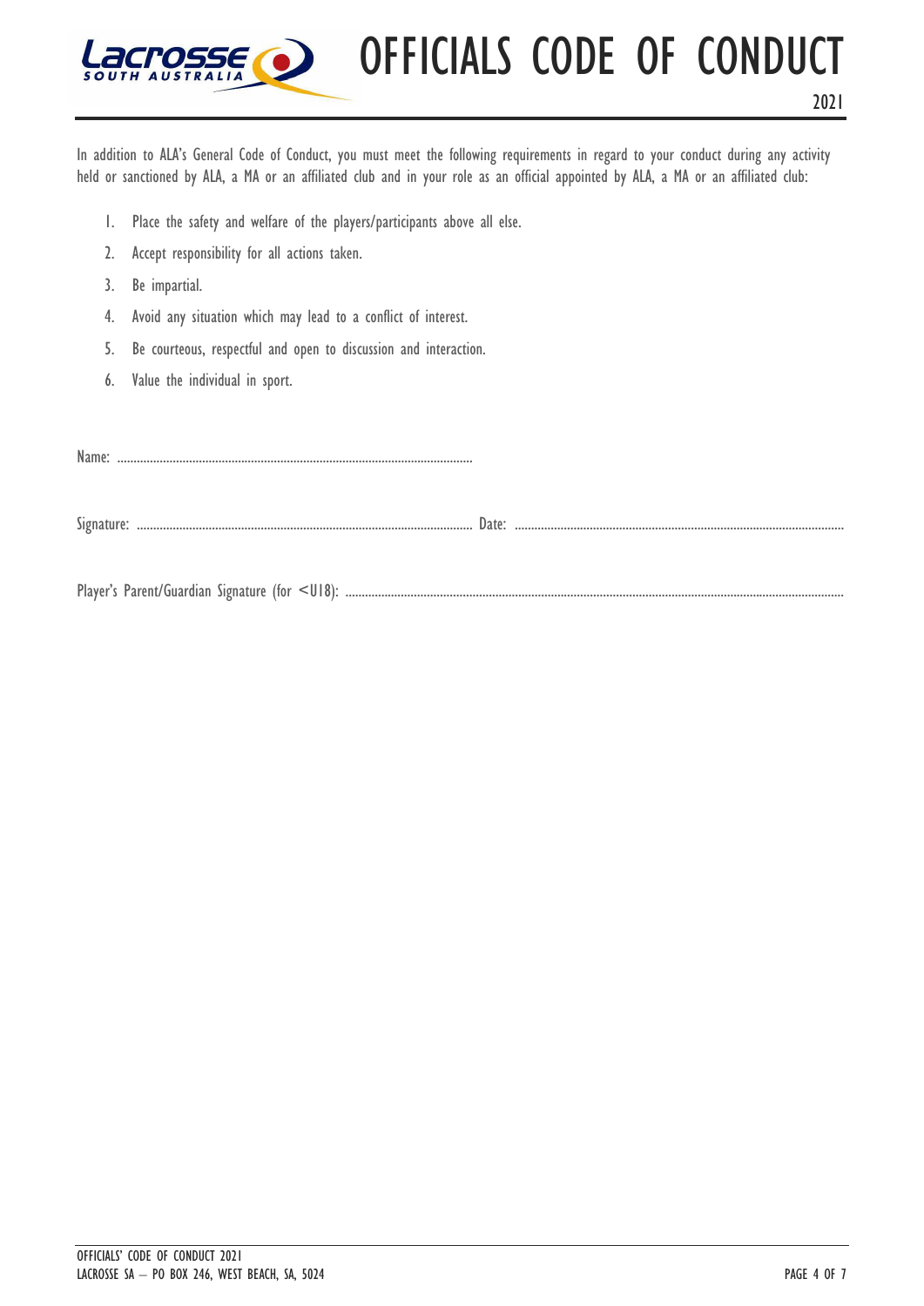# OFFICIALS CODE OF CONDUCT

2021

In addition to ALA's General Code of Conduct, you must meet the following requirements in regard to your conduct during any activity held or sanctioned by ALA, a MA or an affiliated club and in your role as an official appointed by ALA, a MA or an affiliated club:

1. Place the safety and welfare of the players/participants above all else.
2. Accept responsibility for all actions taken.
3. Be impartial.
4. Avoid any situation which may lead to a conflict of interest.
5. Be courteous, respectful and open to discussion and interaction.
6. Value the individual in sport.

Name: ..............................................................................................................

Signature: .............................................................................................. Date: ..............................................................................................

Player's Parent/Guardian Signature (for <U18): ..............................................................................................................................................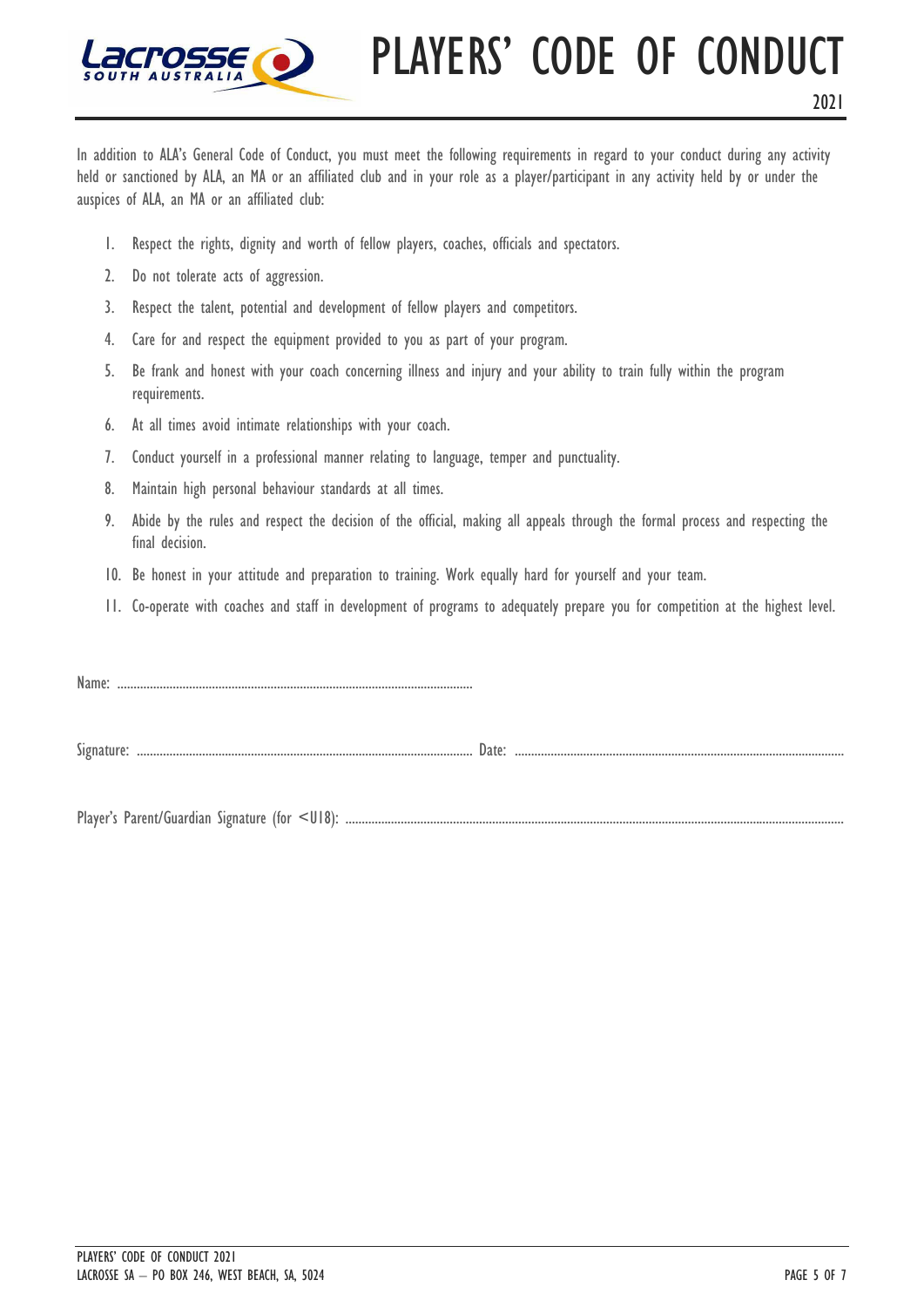# PLAYERS' CODE OF CONDUCT

2021

In addition to ALA's General Code of Conduct, you must meet the following requirements in regard to your conduct during any activity held or sanctioned by ALA, an MA or an affiliated club and in your role as a player/participant in any activity held by or under the auspices of ALA, an MA or an affiliated club:

1. Respect the rights, dignity and worth of fellow players, coaches, officials and spectators.
2. Do not tolerate acts of aggression.
3. Respect the talent, potential and development of fellow players and competitors.
4. Care for and respect the equipment provided to you as part of your program.
5. Be frank and honest with your coach concerning illness and injury and your ability to train fully within the program requirements.
6. At all times avoid intimate relationships with your coach.
7. Conduct yourself in a professional manner relating to language, temper and punctuality.
8. Maintain high personal behaviour standards at all times.
9. Abide by the rules and respect the decision of the official, making all appeals through the formal process and respecting the final decision.
10. Be honest in your attitude and preparation to training. Work equally hard for yourself and your team.
11. Co-operate with coaches and staff in development of programs to adequately prepare you for competition at the highest level.

Name: ..............................................................................................................

Signature: ........................................................................................................ Date: ......................................................................................................

Player's Parent/Guardian Signature (for <U18): ........................................................................................................................................................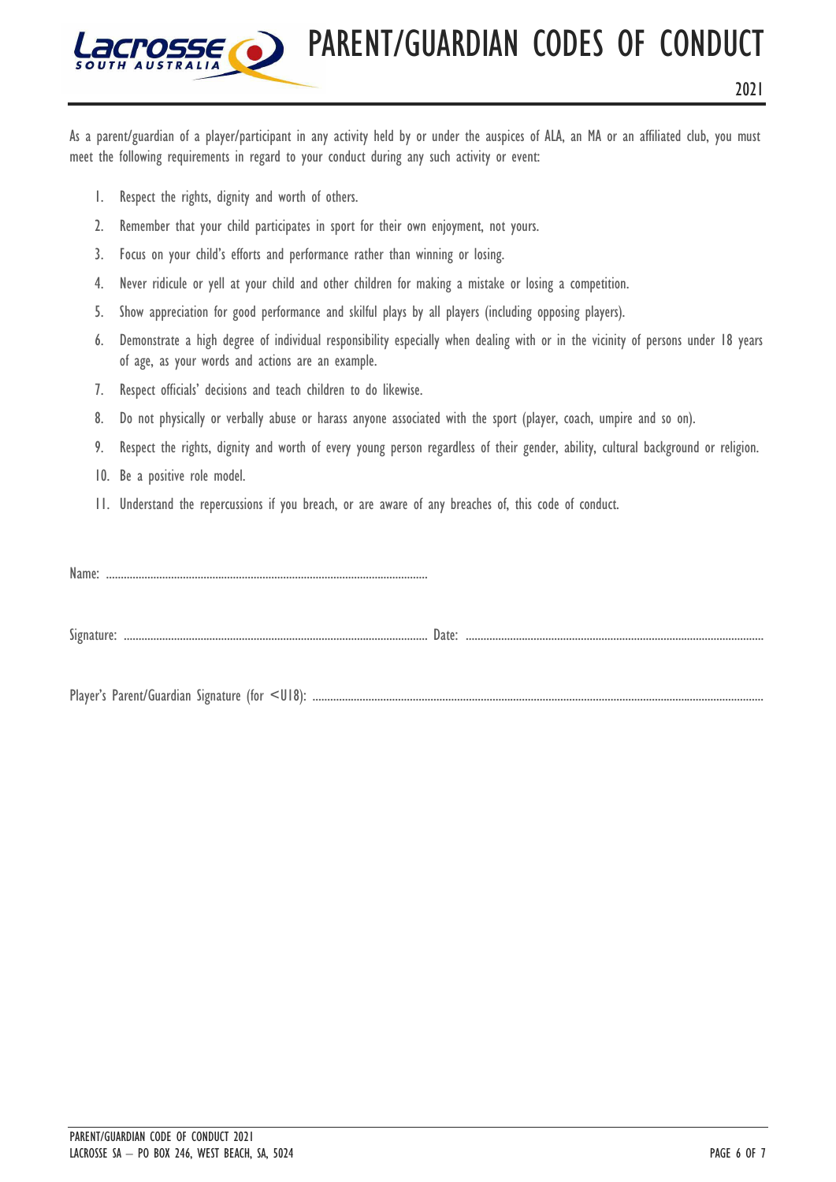# PARENT/GUARDIAN CODES OF CONDUCT

2021

As a parent/guardian of a player/participant in any activity held by or under the auspices of ALA, an MA or an affiliated club, you must meet the following requirements in regard to your conduct during any such activity or event:

1. Respect the rights, dignity and worth of others.
2. Remember that your child participates in sport for their own enjoyment, not yours.
3. Focus on your child's efforts and performance rather than winning or losing.
4. Never ridicule or yell at your child and other children for making a mistake or losing a competition.
5. Show appreciation for good performance and skilful plays by all players (including opposing players).
6. Demonstrate a high degree of individual responsibility especially when dealing with or in the vicinity of persons under 18 years of age, as your words and actions are an example.
7. Respect officials' decisions and teach children to do likewise.
8. Do not physically or verbally abuse or harass anyone associated with the sport (player, coach, umpire and so on).
9. Respect the rights, dignity and worth of every young person regardless of their gender, ability, cultural background or religion.
10. Be a positive role model.
11. Understand the repercussions if you breach, or are aware of any breaches of, this code of conduct.

Name: ..............................................................................................................

Signature: ........................................................................................................ Date: .......................................................................................................

Player's Parent/Guardian Signature (for <U18): ..........................................................................................................................................................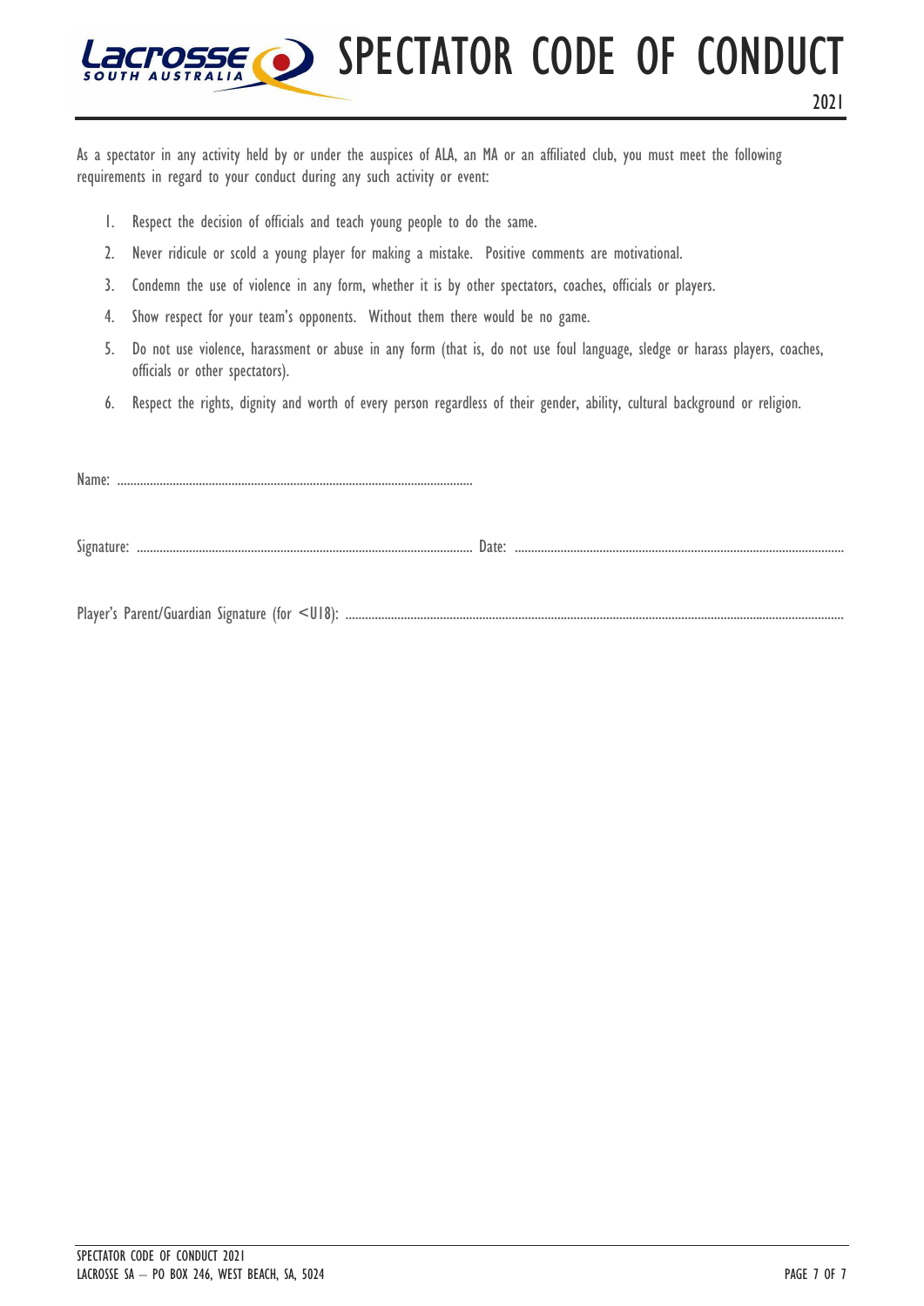# SPECTATOR CODE OF CONDUCT

2021

As a spectator in any activity held by or under the auspices of ALA, an MA or an affiliated club, you must meet the following requirements in regard to your conduct during any such activity or event:

1. Respect the decision of officials and teach young people to do the same.
2. Never ridicule or scold a young player for making a mistake. Positive comments are motivational.
3. Condemn the use of violence in any form, whether it is by other spectators, coaches, officials or players.
4. Show respect for your team's opponents. Without them there would be no game.
5. Do not use violence, harassment or abuse in any form (that is, do not use foul language, sledge or harass players, coaches, officials or other spectators).
6. Respect the rights, dignity and worth of every person regardless of their gender, ability, cultural background or religion.

Name: ..............................................................................................................

Signature: ...................................................................................................... Date: ......................................................................................................

Player's Parent/Guardian Signature (for <U18): ......................................................................................................